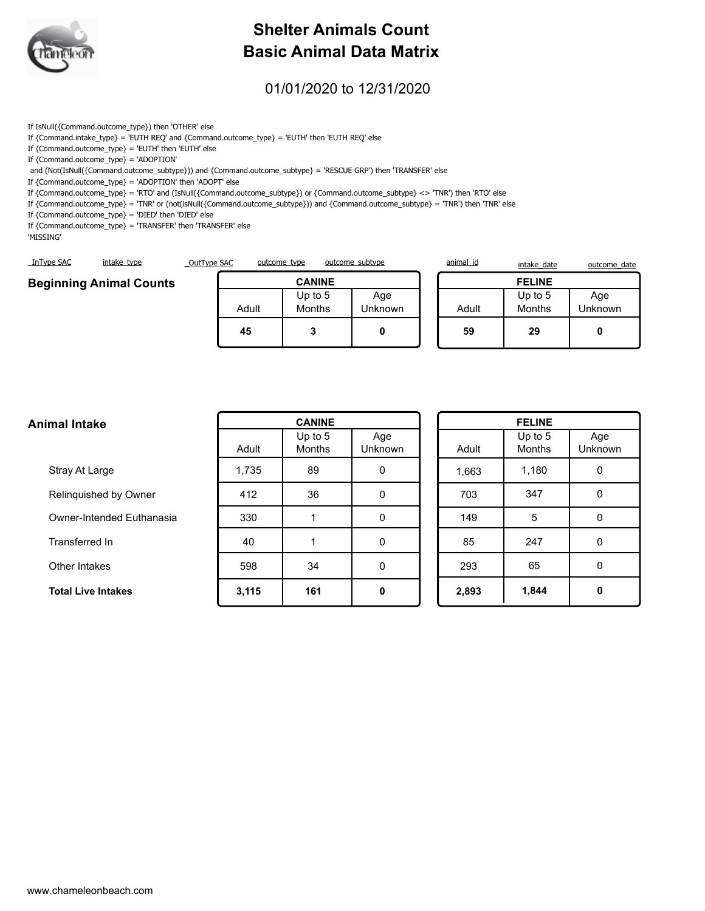# Shelter Animals Count
# Basic Animal Data Matrix

01/01/2020 to 12/31/2020

```
If IsNull({Command.outcome_type}) then 'OTHER' else
If {Command.intake_type} = 'EUTH REQ' and {Command.outcome_type} = 'EUTH' then 'EUTH REQ' else
If {Command.outcome_type} = 'EUTH' then 'EUTH' else
If {Command.outcome_type} = 'ADOPTION'
 and (Not(IsNull({Command.outcome_subtype})) and {Command.outcome_subtype} = 'RESCUE GRP') then 'TRANSFER' else
If {Command.outcome_type} = 'ADOPTION' then 'ADOPT' else
If {Command.outcome_type} = 'RTO' and (IsNull({Command.outcome_subtype}) or {Command.outcome_subtype} <> 'TNR') then 'RTO' else
If {Command.outcome_type} = 'TNR' or (not(isNull({Command.outcome_subtype})) and {Command.outcome_subtype} = 'TNR') then 'TNR' else
If {Command.outcome_type} = 'DIED' then 'DIED' else
If {Command.outcome_type} = 'TRANSFER' then 'TRANSFER' else
'MISSING'
```

_InType SAC | intake_type | _OutType SAC | outcome_type | outcome_subtype | animal_id | intake_date | outcome_date

## Beginning Animal Counts

| | CANINE | | | FELINE | | |
|---|---|---|---|---|---|---|
| | Adult | Up to 5 Months | Age Unknown | Adult | Up to 5 Months | Age Unknown |
| | **45** | **3** | **0** | **59** | **29** | **0** |

## Animal Intake

| | CANINE | | | FELINE | | |
|---|---|---|---|---|---|---|
| | Adult | Up to 5 Months | Age Unknown | Adult | Up to 5 Months | Age Unknown |
| Stray At Large | 1,735 | 89 | 0 | 1,663 | 1,180 | 0 |
| Relinquished by Owner | 412 | 36 | 0 | 703 | 347 | 0 |
| Owner-Intended Euthanasia | 330 | 1 | 0 | 149 | 5 | 0 |
| Transferred In | 40 | 1 | 0 | 85 | 247 | 0 |
| Other Intakes | 598 | 34 | 0 | 293 | 65 | 0 |
| **Total Live Intakes** | **3,115** | **161** | **0** | **2,893** | **1,844** | **0** |

www.chameleonbeach.com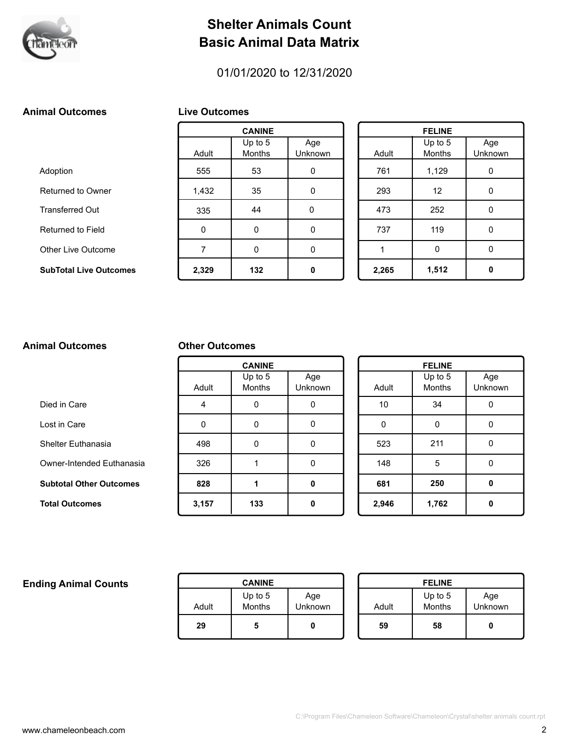# Shelter Animals Count
# Basic Animal Data Matrix

01/01/2020 to 12/31/2020

## Animal Outcomes

### Live Outcomes

| | CANINE | | | FELINE | | |
|---|---|---|---|---|---|---|
| | Adult | Up to 5 Months | Age Unknown | Adult | Up to 5 Months | Age Unknown |
| Adoption | 555 | 53 | 0 | 761 | 1,129 | 0 |
| Returned to Owner | 1,432 | 35 | 0 | 293 | 12 | 0 |
| Transferred Out | 335 | 44 | 0 | 473 | 252 | 0 |
| Returned to Field | 0 | 0 | 0 | 737 | 119 | 0 |
| Other Live Outcome | 7 | 0 | 0 | 1 | 0 | 0 |
| **SubTotal Live Outcomes** | **2,329** | **132** | **0** | **2,265** | **1,512** | **0** |

## Animal Outcomes

### Other Outcomes

| | CANINE | | | FELINE | | |
|---|---|---|---|---|---|---|
| | Adult | Up to 5 Months | Age Unknown | Adult | Up to 5 Months | Age Unknown |
| Died in Care | 4 | 0 | 0 | 10 | 34 | 0 |
| Lost in Care | 0 | 0 | 0 | 0 | 0 | 0 |
| Shelter Euthanasia | 498 | 0 | 0 | 523 | 211 | 0 |
| Owner-Intended Euthanasia | 326 | 1 | 0 | 148 | 5 | 0 |
| **Subtotal Other Outcomes** | **828** | **1** | **0** | **681** | **250** | **0** |
| **Total Outcomes** | **3,157** | **133** | **0** | **2,946** | **1,762** | **0** |

## Ending Animal Counts

| CANINE | | | FELINE | | |
|---|---|---|---|---|---|
| Adult | Up to 5 Months | Age Unknown | Adult | Up to 5 Months | Age Unknown |
| **29** | **5** | **0** | **59** | **58** | **0** |

C:\Program Files\Chameleon Software\Chameleon\Crystal\shelter animals count.rpt

www.chameleonbeach.com